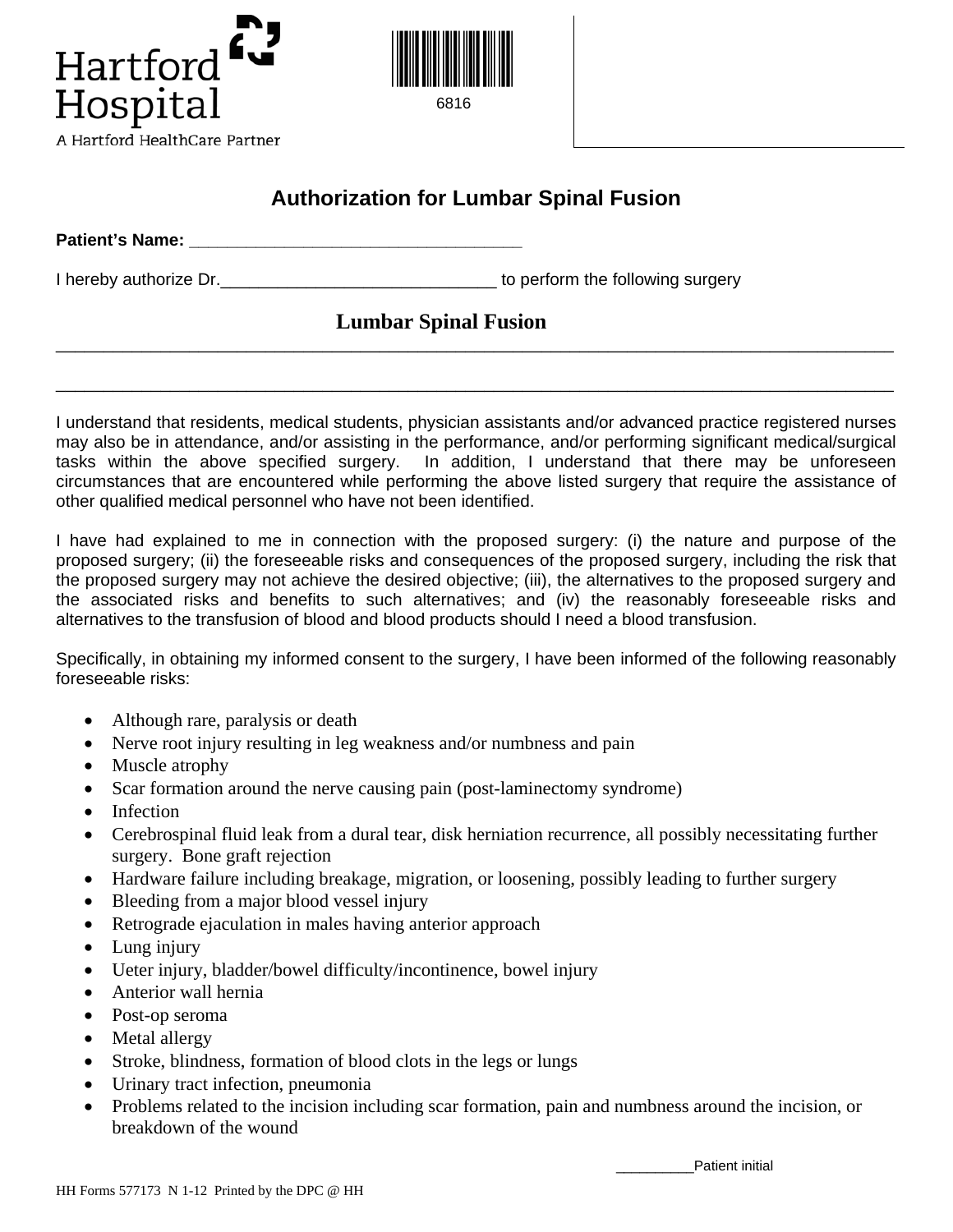Hartford Hospital

A Hartford HealthCare Partner

6816

# Authorization for Lumbar Spinal Fusion

**Patient's Name:** ___________________________________

I hereby authorize Dr.____________________________ to perform the following surgery

**Lumbar Spinal Fusion**

_______________________________________________________________________________

_______________________________________________________________________________

I understand that residents, medical students, physician assistants and/or advanced practice registered nurses may also be in attendance, and/or assisting in the performance, and/or performing significant medical/surgical tasks within the above specified surgery. In addition, I understand that there may be unforeseen circumstances that are encountered while performing the above listed surgery that require the assistance of other qualified medical personnel who have not been identified.

I have had explained to me in connection with the proposed surgery: (i) the nature and purpose of the proposed surgery; (ii) the foreseeable risks and consequences of the proposed surgery, including the risk that the proposed surgery may not achieve the desired objective; (iii), the alternatives to the proposed surgery and the associated risks and benefits to such alternatives; and (iv) the reasonably foreseeable risks and alternatives to the transfusion of blood and blood products should I need a blood transfusion.

Specifically, in obtaining my informed consent to the surgery, I have been informed of the following reasonably foreseeable risks:

- Although rare, paralysis or death
- Nerve root injury resulting in leg weakness and/or numbness and pain
- Muscle atrophy
- Scar formation around the nerve causing pain (post-laminectomy syndrome)
- Infection
- Cerebrospinal fluid leak from a dural tear, disk herniation recurrence, all possibly necessitating further surgery. Bone graft rejection
- Hardware failure including breakage, migration, or loosening, possibly leading to further surgery
- Bleeding from a major blood vessel injury
- Retrograde ejaculation in males having anterior approach
- Lung injury
- Ueter injury, bladder/bowel difficulty/incontinence, bowel injury
- Anterior wall hernia
- Post-op seroma
- Metal allergy
- Stroke, blindness, formation of blood clots in the legs or lungs
- Urinary tract infection, pneumonia
- Problems related to the incision including scar formation, pain and numbness around the incision, or breakdown of the wound

_________Patient initial

HH Forms 577173 N 1-12 Printed by the DPC @ HH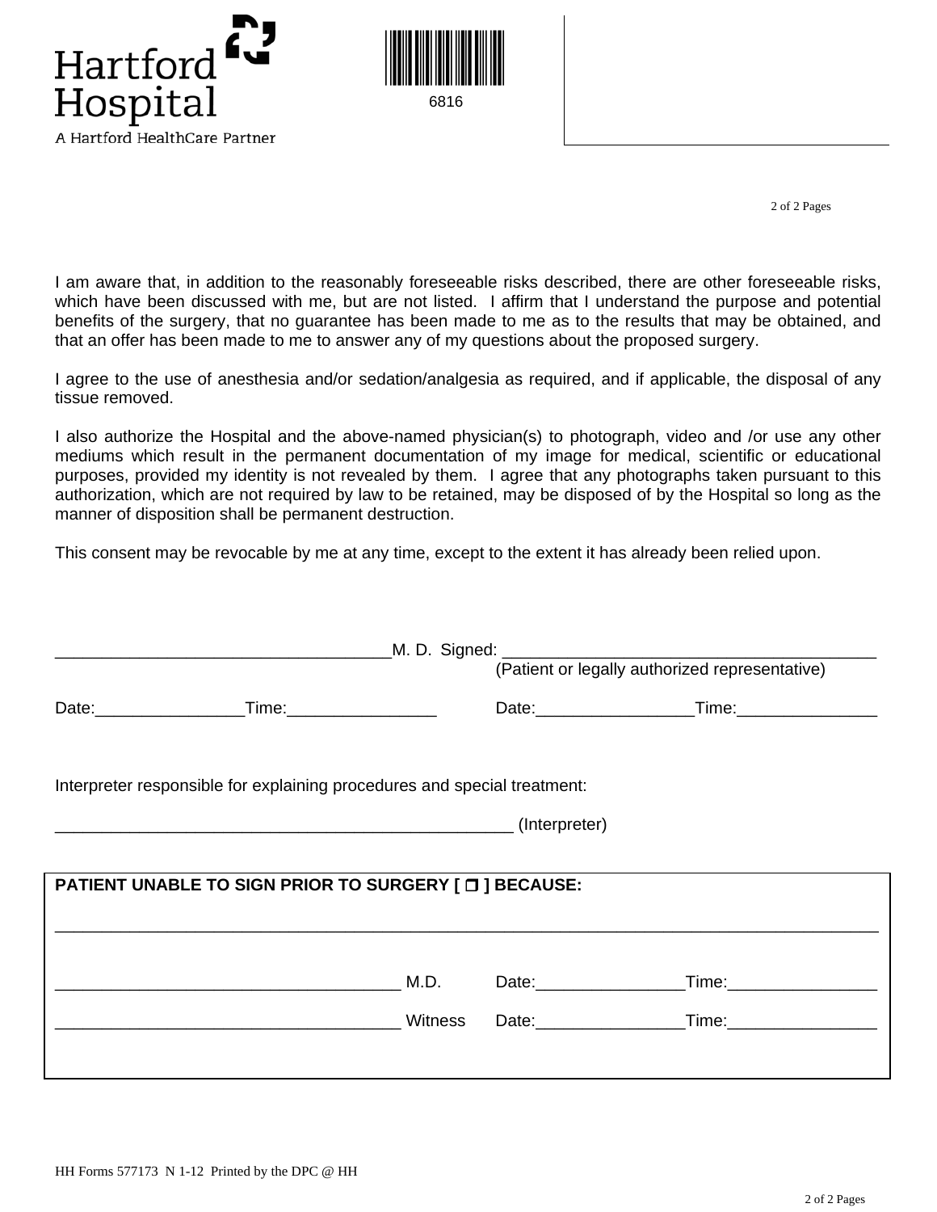Hartford Hospital

A Hartford HealthCare Partner

6816

I am aware that, in addition to the reasonably foreseeable risks described, there are other foreseeable risks, which have been discussed with me, but are not listed. I affirm that I understand the purpose and potential benefits of the surgery, that no guarantee has been made to me as to the results that may be obtained, and that an offer has been made to me to answer any of my questions about the proposed surgery.

I agree to the use of anesthesia and/or sedation/analgesia as required, and if applicable, the disposal of any tissue removed.

I also authorize the Hospital and the above-named physician(s) to photograph, video and /or use any other mediums which result in the permanent documentation of my image for medical, scientific or educational purposes, provided my identity is not revealed by them. I agree that any photographs taken pursuant to this authorization, which are not required by law to be retained, may be disposed of by the Hospital so long as the manner of disposition shall be permanent destruction.

This consent may be revocable by me at any time, except to the extent it has already been relied upon.

___________________________________M. D. Signed: ________________________________________
(Patient or legally authorized representative)

Date:_______________Time:_______________ Date:________________Time:______________

Interpreter responsible for explaining procedures and special treatment:

________________________________________________ (Interpreter)

**PATIENT UNABLE TO SIGN PRIOR TO SURGERY [ ❐ ] BECAUSE:**

______________________________________________________________________________

____________________________________ M.D. Date:_______________Time:_______________

____________________________________ Witness Date:_______________Time:_______________

HH Forms 577173 N 1-12 Printed by the DPC @ HH